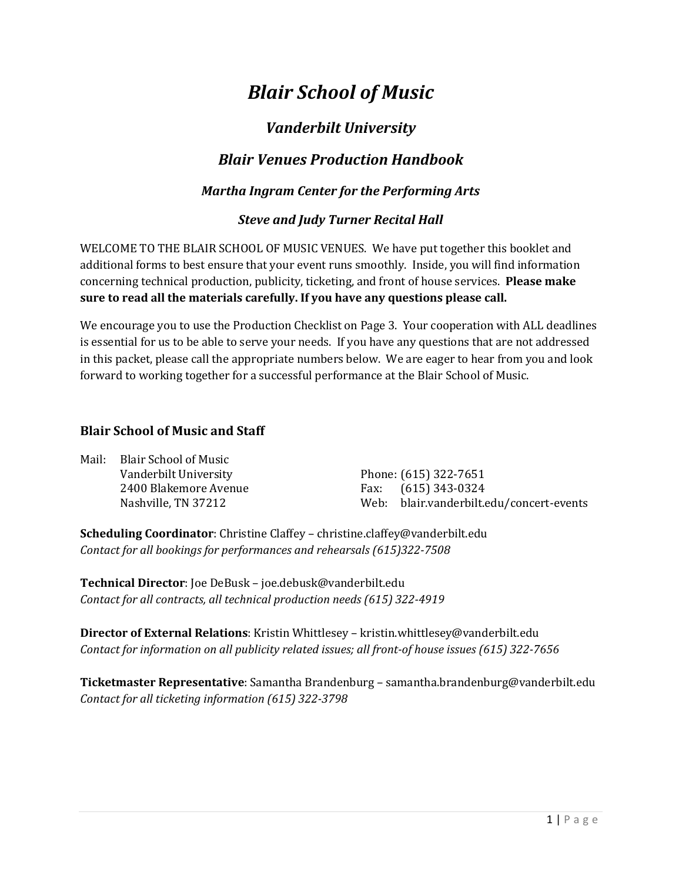# *Blair School of Music*

## *Vanderbilt University*

## *Blair Venues Production Handbook*

### *Martha Ingram Center for the Performing Arts*

### *Steve and Judy Turner Recital Hall*

WELCOME TO THE BLAIR SCHOOL OF MUSIC VENUES. We have put together this booklet and additional forms to best ensure that your event runs smoothly. Inside, you will find information concerning technical production, publicity, ticketing, and front of house services. **Please make sure to read all the materials carefully. If you have any questions please call.**

We encourage you to use the Production Checklist on Page 3. Your cooperation with ALL deadlines is essential for us to be able to serve your needs. If you have any questions that are not addressed in this packet, please call the appropriate numbers below. We are eager to hear from you and look forward to working together for a successful performance at the Blair School of Music.

### Blair School of Music and Staff

Mail: Blair School of Music
Vanderbilt University
2400 Blakemore Avenue
Nashville, TN 37212

Phone: (615) 322-7651
Fax: (615) 343-0324
Web: blair.vanderbilt.edu/concert-events

**Scheduling Coordinator**: Christine Claffey – christine.claffey@vanderbilt.edu
*Contact for all bookings for performances and rehearsals (615)322-7508*

**Technical Director**: Joe DeBusk – joe.debusk@vanderbilt.edu
*Contact for all contracts, all technical production needs (615) 322-4919*

**Director of External Relations**: Kristin Whittlesey – kristin.whittlesey@vanderbilt.edu
*Contact for information on all publicity related issues; all front-of house issues (615) 322-7656*

**Ticketmaster Representative**: Samantha Brandenburg – samantha.brandenburg@vanderbilt.edu
*Contact for all ticketing information (615) 322-3798*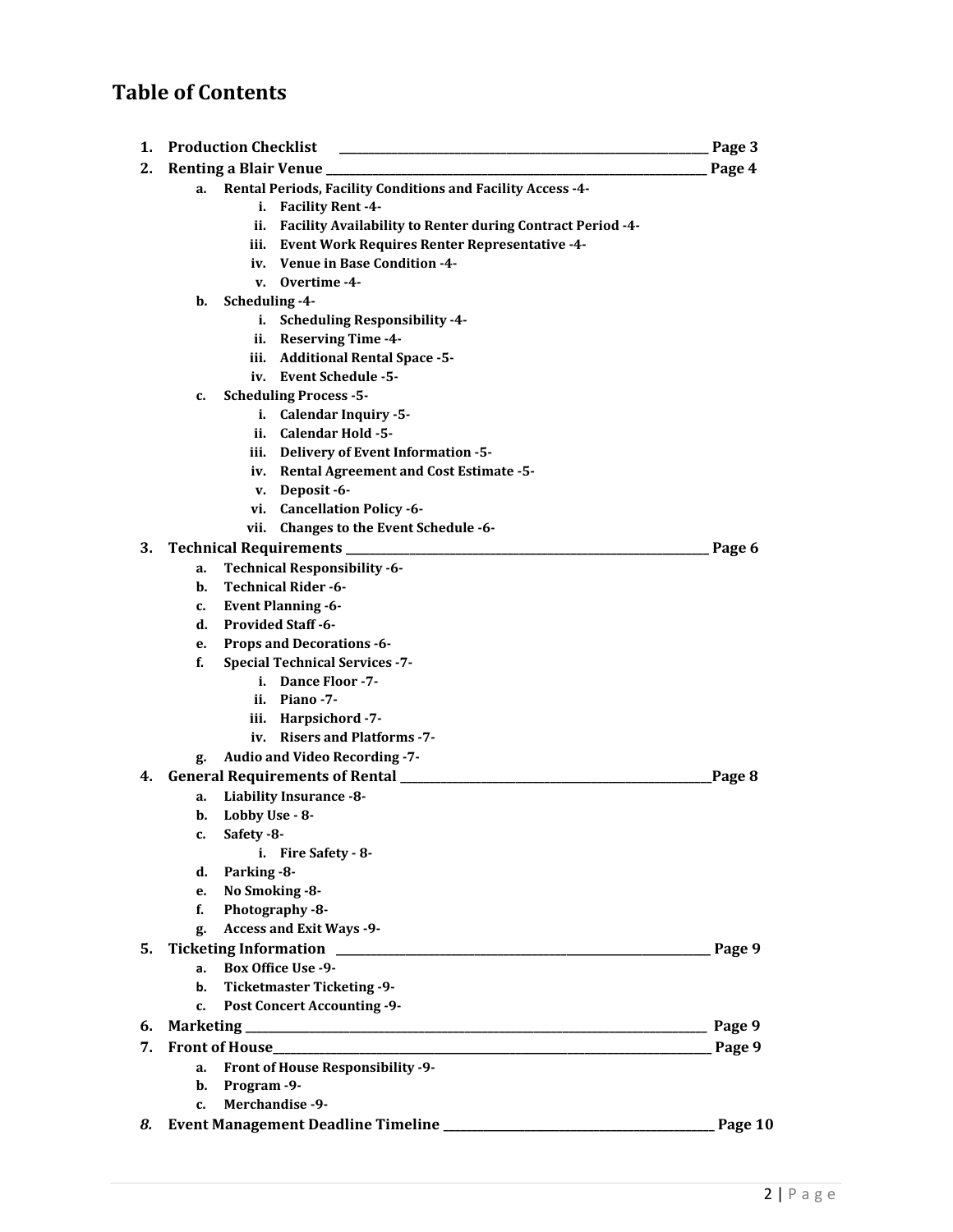# Table of Contents

1. **Production Checklist \_\_\_\_\_\_\_\_\_\_\_\_\_\_\_\_\_\_\_\_\_\_\_\_\_\_\_\_\_\_\_\_\_\_\_\_\_\_\_\_ Page 3**
2. **Renting a Blair Venue \_\_\_\_\_\_\_\_\_\_\_\_\_\_\_\_\_\_\_\_\_\_\_\_\_\_\_\_\_\_\_\_\_\_\_\_\_\_\_\_ Page 4**
    a. **Rental Periods, Facility Conditions and Facility Access -4-**
        i. **Facility Rent -4-**
        ii. **Facility Availability to Renter during Contract Period -4-**
        iii. **Event Work Requires Renter Representative -4-**
        iv. **Venue in Base Condition -4-**
        v. **Overtime -4-**
    b. **Scheduling -4-**
        i. **Scheduling Responsibility -4-**
        ii. **Reserving Time -4-**
        iii. **Additional Rental Space -5-**
        iv. **Event Schedule -5-**
    c. **Scheduling Process -5-**
        i. **Calendar Inquiry -5-**
        ii. **Calendar Hold -5-**
        iii. **Delivery of Event Information -5-**
        iv. **Rental Agreement and Cost Estimate -5-**
        v. **Deposit -6-**
        vi. **Cancellation Policy -6-**
        vii. **Changes to the Event Schedule -6-**
3. **Technical Requirements \_\_\_\_\_\_\_\_\_\_\_\_\_\_\_\_\_\_\_\_\_\_\_\_\_\_\_\_\_\_\_\_\_\_\_\_\_\_\_\_ Page 6**
    a. **Technical Responsibility -6-**
    b. **Technical Rider -6-**
    c. **Event Planning -6-**
    d. **Provided Staff -6-**
    e. **Props and Decorations -6-**
    f. **Special Technical Services -7-**
        i. **Dance Floor -7-**
        ii. **Piano -7-**
        iii. **Harpsichord -7-**
        iv. **Risers and Platforms -7-**
    g. **Audio and Video Recording -7-**
4. **General Requirements of Rental \_\_\_\_\_\_\_\_\_\_\_\_\_\_\_\_\_\_\_\_\_\_\_\_\_\_\_\_\_\_\_\_\_\_Page 8**
    a. **Liability Insurance -8-**
    b. **Lobby Use - 8-**
    c. **Safety -8-**
        i. **Fire Safety - 8-**
    d. **Parking -8-**
    e. **No Smoking -8-**
    f. **Photography -8-**
    g. **Access and Exit Ways -9-**
5. **Ticketing Information \_\_\_\_\_\_\_\_\_\_\_\_\_\_\_\_\_\_\_\_\_\_\_\_\_\_\_\_\_\_\_\_\_\_\_\_\_\_\_\_ Page 9**
    a. **Box Office Use -9-**
    b. **Ticketmaster Ticketing -9-**
    c. **Post Concert Accounting -9-**
6. **Marketing \_\_\_\_\_\_\_\_\_\_\_\_\_\_\_\_\_\_\_\_\_\_\_\_\_\_\_\_\_\_\_\_\_\_\_\_\_\_\_\_\_\_\_\_\_\_\_\_ Page 9**
7. **Front of House\_\_\_\_\_\_\_\_\_\_\_\_\_\_\_\_\_\_\_\_\_\_\_\_\_\_\_\_\_\_\_\_\_\_\_\_\_\_\_\_\_\_\_\_\_ Page 9**
    a. **Front of House Responsibility -9-**
    b. **Program -9-**
    c. **Merchandise -9-**
8. ***Event Management Deadline Timeline \_\_\_\_\_\_\_\_\_\_\_\_\_\_\_\_\_\_\_\_\_\_\_\_\_\_\_\_\_\_ Page 10***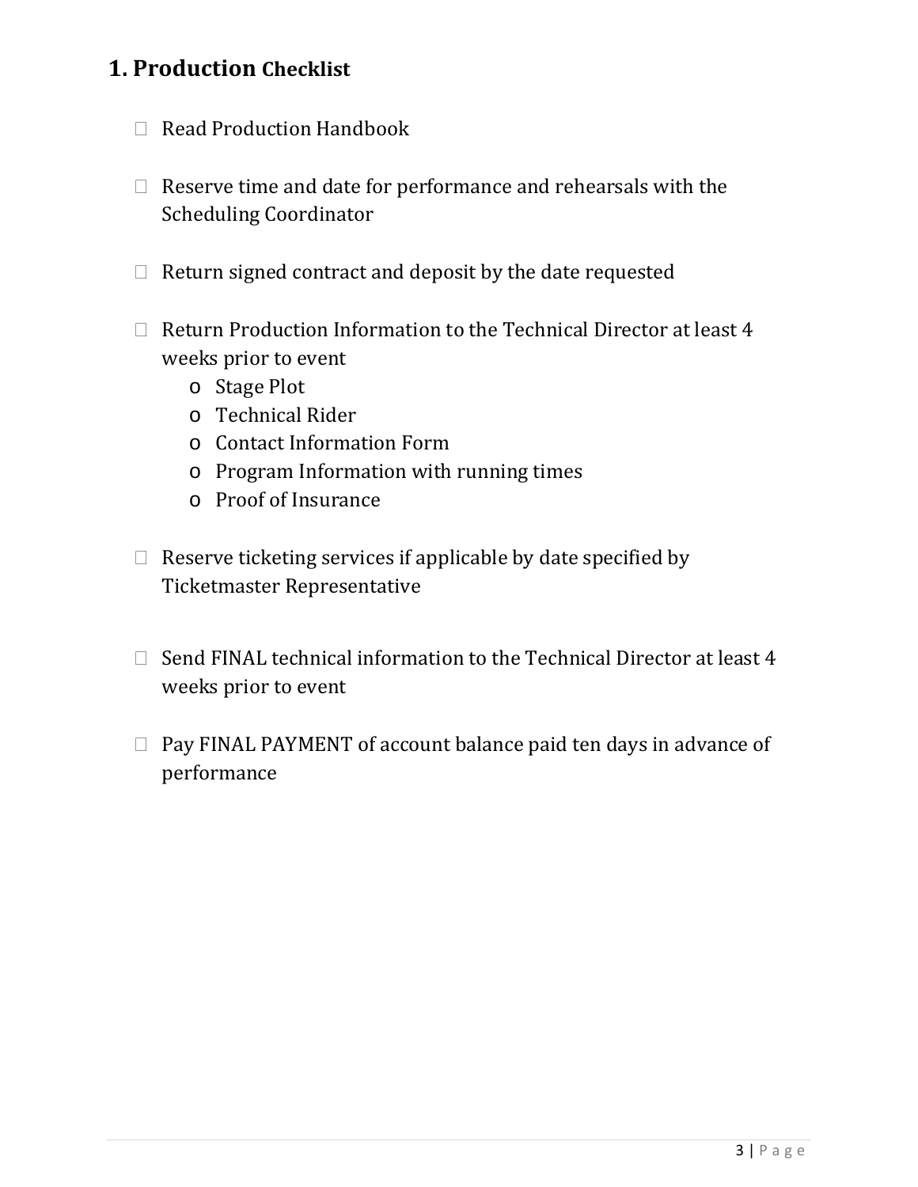# 1. Production Checklist

- [ ] Read Production Handbook

- [ ] Reserve time and date for performance and rehearsals with the Scheduling Coordinator

- [ ] Return signed contract and deposit by the date requested

- [ ] Return Production Information to the Technical Director at least 4 weeks prior to event
  - Stage Plot
  - Technical Rider
  - Contact Information Form
  - Program Information with running times
  - Proof of Insurance

- [ ] Reserve ticketing services if applicable by date specified by Ticketmaster Representative

- [ ] Send FINAL technical information to the Technical Director at least 4 weeks prior to event

- [ ] Pay FINAL PAYMENT of account balance paid ten days in advance of performance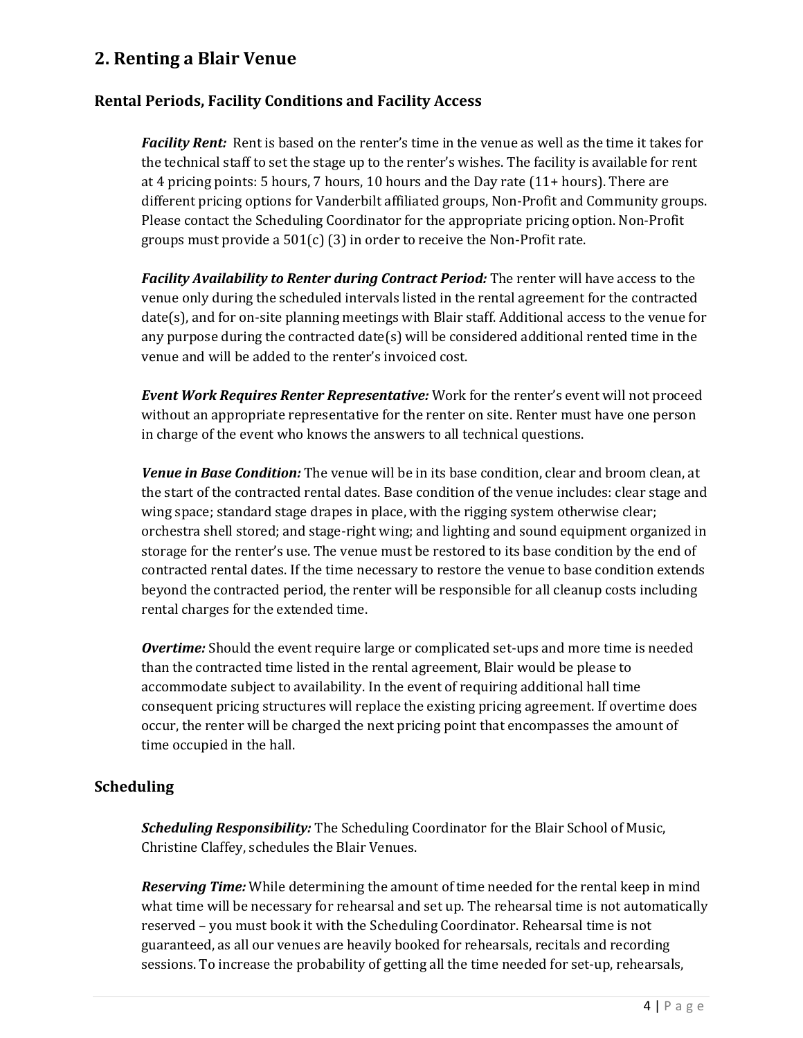## 2. Renting a Blair Venue

### Rental Periods, Facility Conditions and Facility Access

***Facility Rent:*** Rent is based on the renter's time in the venue as well as the time it takes for the technical staff to set the stage up to the renter's wishes. The facility is available for rent at 4 pricing points: 5 hours, 7 hours, 10 hours and the Day rate (11+ hours). There are different pricing options for Vanderbilt affiliated groups, Non-Profit and Community groups. Please contact the Scheduling Coordinator for the appropriate pricing option. Non-Profit groups must provide a 501(c) (3) in order to receive the Non-Profit rate.

***Facility Availability to Renter during Contract Period:*** The renter will have access to the venue only during the scheduled intervals listed in the rental agreement for the contracted date(s), and for on-site planning meetings with Blair staff. Additional access to the venue for any purpose during the contracted date(s) will be considered additional rented time in the venue and will be added to the renter's invoiced cost.

***Event Work Requires Renter Representative:*** Work for the renter's event will not proceed without an appropriate representative for the renter on site. Renter must have one person in charge of the event who knows the answers to all technical questions.

***Venue in Base Condition:*** The venue will be in its base condition, clear and broom clean, at the start of the contracted rental dates. Base condition of the venue includes: clear stage and wing space; standard stage drapes in place, with the rigging system otherwise clear; orchestra shell stored; and stage-right wing; and lighting and sound equipment organized in storage for the renter's use. The venue must be restored to its base condition by the end of contracted rental dates. If the time necessary to restore the venue to base condition extends beyond the contracted period, the renter will be responsible for all cleanup costs including rental charges for the extended time.

***Overtime:*** Should the event require large or complicated set-ups and more time is needed than the contracted time listed in the rental agreement, Blair would be please to accommodate subject to availability. In the event of requiring additional hall time consequent pricing structures will replace the existing pricing agreement. If overtime does occur, the renter will be charged the next pricing point that encompasses the amount of time occupied in the hall.

### Scheduling

***Scheduling Responsibility:*** The Scheduling Coordinator for the Blair School of Music, Christine Claffey, schedules the Blair Venues.

***Reserving Time:*** While determining the amount of time needed for the rental keep in mind what time will be necessary for rehearsal and set up. The rehearsal time is not automatically reserved – you must book it with the Scheduling Coordinator. Rehearsal time is not guaranteed, as all our venues are heavily booked for rehearsals, recitals and recording sessions. To increase the probability of getting all the time needed for set-up, rehearsals,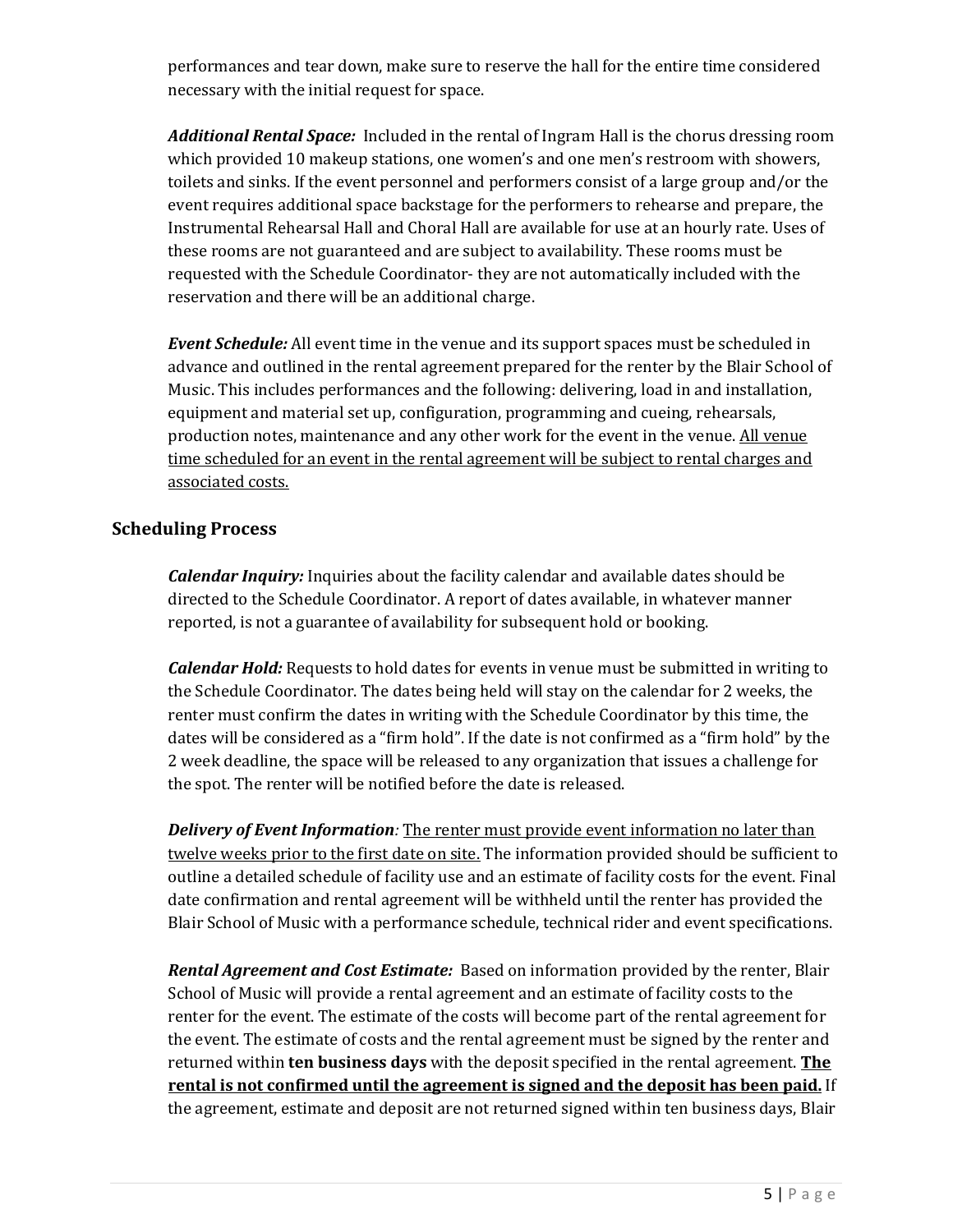performances and tear down, make sure to reserve the hall for the entire time considered necessary with the initial request for space.

***Additional Rental Space:*** Included in the rental of Ingram Hall is the chorus dressing room which provided 10 makeup stations, one women's and one men's restroom with showers, toilets and sinks. If the event personnel and performers consist of a large group and/or the event requires additional space backstage for the performers to rehearse and prepare, the Instrumental Rehearsal Hall and Choral Hall are available for use at an hourly rate. Uses of these rooms are not guaranteed and are subject to availability. These rooms must be requested with the Schedule Coordinator- they are not automatically included with the reservation and there will be an additional charge.

***Event Schedule:*** All event time in the venue and its support spaces must be scheduled in advance and outlined in the rental agreement prepared for the renter by the Blair School of Music. This includes performances and the following: delivering, load in and installation, equipment and material set up, configuration, programming and cueing, rehearsals, production notes, maintenance and any other work for the event in the venue. <u>All venue time scheduled for an event in the rental agreement will be subject to rental charges and associated costs.</u>

## Scheduling Process

***Calendar Inquiry:*** Inquiries about the facility calendar and available dates should be directed to the Schedule Coordinator. A report of dates available, in whatever manner reported, is not a guarantee of availability for subsequent hold or booking.

***Calendar Hold:*** Requests to hold dates for events in venue must be submitted in writing to the Schedule Coordinator. The dates being held will stay on the calendar for 2 weeks, the renter must confirm the dates in writing with the Schedule Coordinator by this time, the dates will be considered as a "firm hold". If the date is not confirmed as a "firm hold" by the 2 week deadline, the space will be released to any organization that issues a challenge for the spot. The renter will be notified before the date is released.

***Delivery of Event Information**:* <u>The renter must provide event information no later than twelve weeks prior to the first date on site.</u> The information provided should be sufficient to outline a detailed schedule of facility use and an estimate of facility costs for the event. Final date confirmation and rental agreement will be withheld until the renter has provided the Blair School of Music with a performance schedule, technical rider and event specifications.

***Rental Agreement and Cost Estimate:*** Based on information provided by the renter, Blair School of Music will provide a rental agreement and an estimate of facility costs to the renter for the event. The estimate of the costs will become part of the rental agreement for the event. The estimate of costs and the rental agreement must be signed by the renter and returned within **ten business days** with the deposit specified in the rental agreement. **<u>The rental is not confirmed until the agreement is signed and the deposit has been paid.</u>** If the agreement, estimate and deposit are not returned signed within ten business days, Blair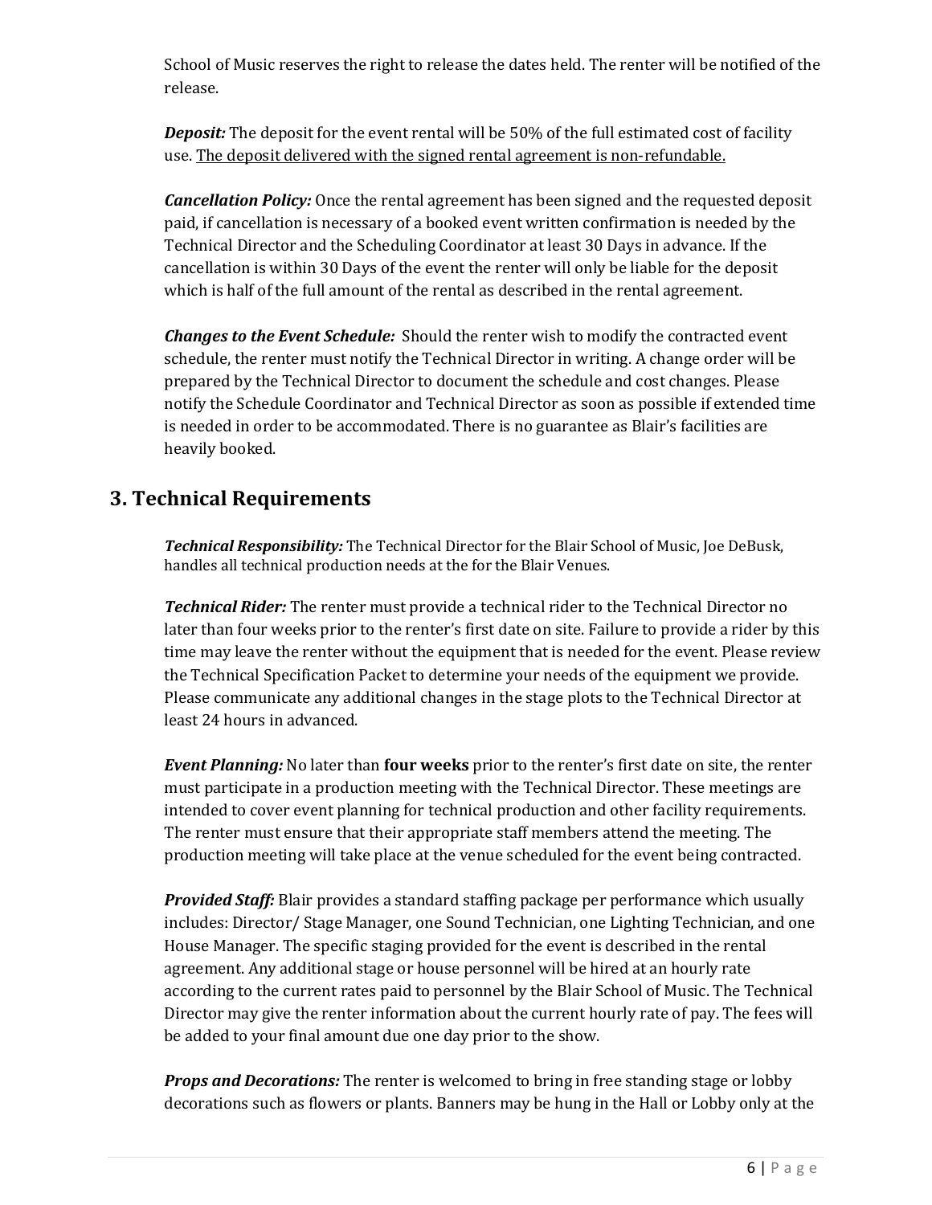School of Music reserves the right to release the dates held. The renter will be notified of the release.

***Deposit:*** The deposit for the event rental will be 50% of the full estimated cost of facility use. <u>The deposit delivered with the signed rental agreement is non-refundable.</u>

***Cancellation Policy:*** Once the rental agreement has been signed and the requested deposit paid, if cancellation is necessary of a booked event written confirmation is needed by the Technical Director and the Scheduling Coordinator at least 30 Days in advance. If the cancellation is within 30 Days of the event the renter will only be liable for the deposit which is half of the full amount of the rental as described in the rental agreement.

***Changes to the Event Schedule:*** Should the renter wish to modify the contracted event schedule, the renter must notify the Technical Director in writing. A change order will be prepared by the Technical Director to document the schedule and cost changes. Please notify the Schedule Coordinator and Technical Director as soon as possible if extended time is needed in order to be accommodated. There is no guarantee as Blair's facilities are heavily booked.

## 3. Technical Requirements

***Technical Responsibility:*** The Technical Director for the Blair School of Music, Joe DeBusk, handles all technical production needs at the for the Blair Venues.

***Technical Rider:*** The renter must provide a technical rider to the Technical Director no later than four weeks prior to the renter's first date on site. Failure to provide a rider by this time may leave the renter without the equipment that is needed for the event. Please review the Technical Specification Packet to determine your needs of the equipment we provide. Please communicate any additional changes in the stage plots to the Technical Director at least 24 hours in advanced.

***Event Planning:*** No later than **four weeks** prior to the renter's first date on site, the renter must participate in a production meeting with the Technical Director. These meetings are intended to cover event planning for technical production and other facility requirements. The renter must ensure that their appropriate staff members attend the meeting. The production meeting will take place at the venue scheduled for the event being contracted.

***Provided Staff:*** Blair provides a standard staffing package per performance which usually includes: Director/ Stage Manager, one Sound Technician, one Lighting Technician, and one House Manager. The specific staging provided for the event is described in the rental agreement. Any additional stage or house personnel will be hired at an hourly rate according to the current rates paid to personnel by the Blair School of Music. The Technical Director may give the renter information about the current hourly rate of pay. The fees will be added to your final amount due one day prior to the show.

***Props and Decorations:*** The renter is welcomed to bring in free standing stage or lobby decorations such as flowers or plants. Banners may be hung in the Hall or Lobby only at the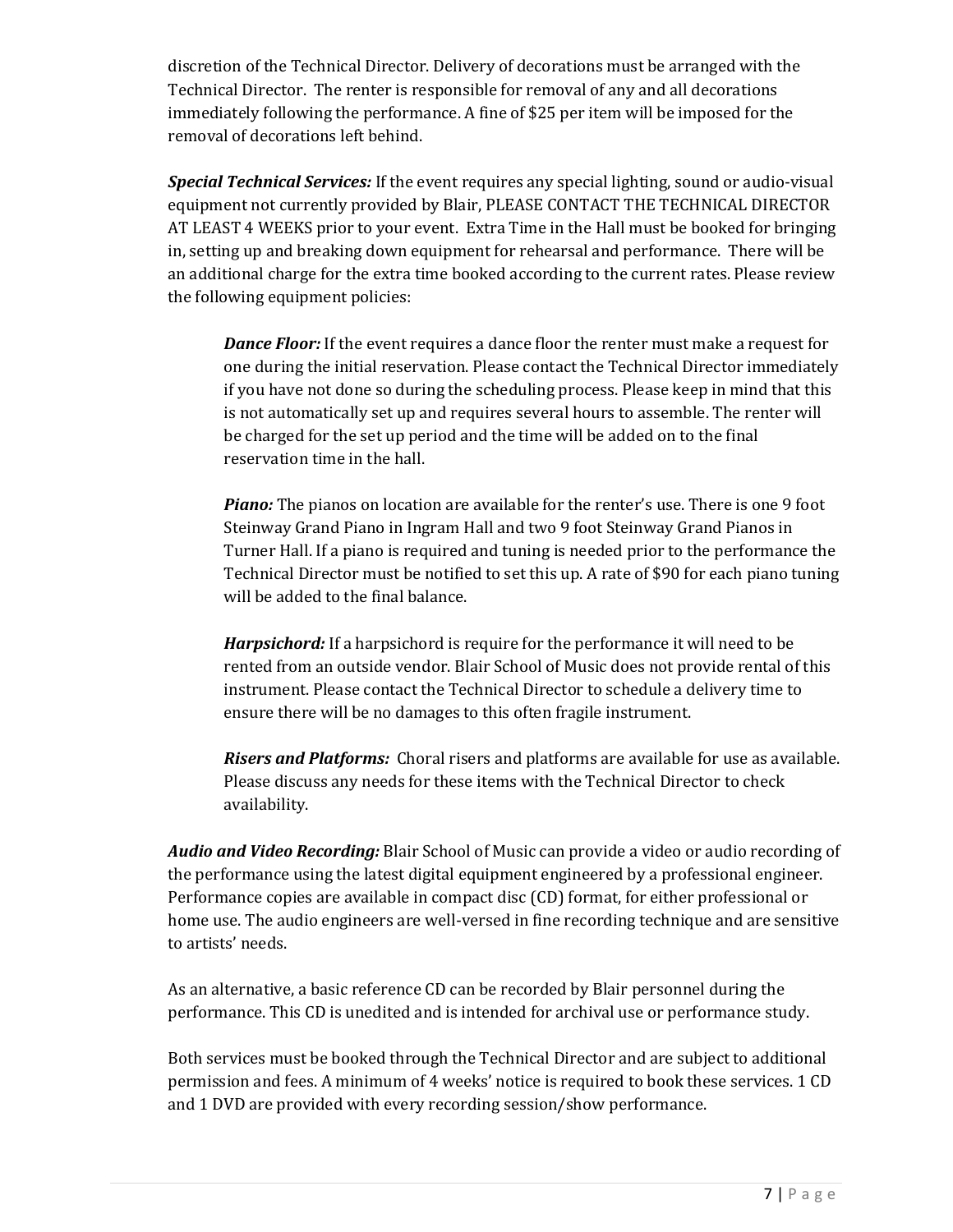discretion of the Technical Director. Delivery of decorations must be arranged with the Technical Director. The renter is responsible for removal of any and all decorations immediately following the performance. A fine of $25 per item will be imposed for the removal of decorations left behind.

***Special Technical Services:*** If the event requires any special lighting, sound or audio-visual equipment not currently provided by Blair, PLEASE CONTACT THE TECHNICAL DIRECTOR AT LEAST 4 WEEKS prior to your event. Extra Time in the Hall must be booked for bringing in, setting up and breaking down equipment for rehearsal and performance. There will be an additional charge for the extra time booked according to the current rates. Please review the following equipment policies:

> ***Dance Floor:*** If the event requires a dance floor the renter must make a request for one during the initial reservation. Please contact the Technical Director immediately if you have not done so during the scheduling process. Please keep in mind that this is not automatically set up and requires several hours to assemble. The renter will be charged for the set up period and the time will be added on to the final reservation time in the hall.
>
> ***Piano:*** The pianos on location are available for the renter's use. There is one 9 foot Steinway Grand Piano in Ingram Hall and two 9 foot Steinway Grand Pianos in Turner Hall. If a piano is required and tuning is needed prior to the performance the Technical Director must be notified to set this up. A rate of $90 for each piano tuning will be added to the final balance.
>
> ***Harpsichord:*** If a harpsichord is require for the performance it will need to be rented from an outside vendor. Blair School of Music does not provide rental of this instrument. Please contact the Technical Director to schedule a delivery time to ensure there will be no damages to this often fragile instrument.
>
> ***Risers and Platforms:*** Choral risers and platforms are available for use as available. Please discuss any needs for these items with the Technical Director to check availability.

***Audio and Video Recording:*** Blair School of Music can provide a video or audio recording of the performance using the latest digital equipment engineered by a professional engineer. Performance copies are available in compact disc (CD) format, for either professional or home use. The audio engineers are well-versed in fine recording technique and are sensitive to artists' needs.

As an alternative, a basic reference CD can be recorded by Blair personnel during the performance. This CD is unedited and is intended for archival use or performance study.

Both services must be booked through the Technical Director and are subject to additional permission and fees. A minimum of 4 weeks' notice is required to book these services. 1 CD and 1 DVD are provided with every recording session/show performance.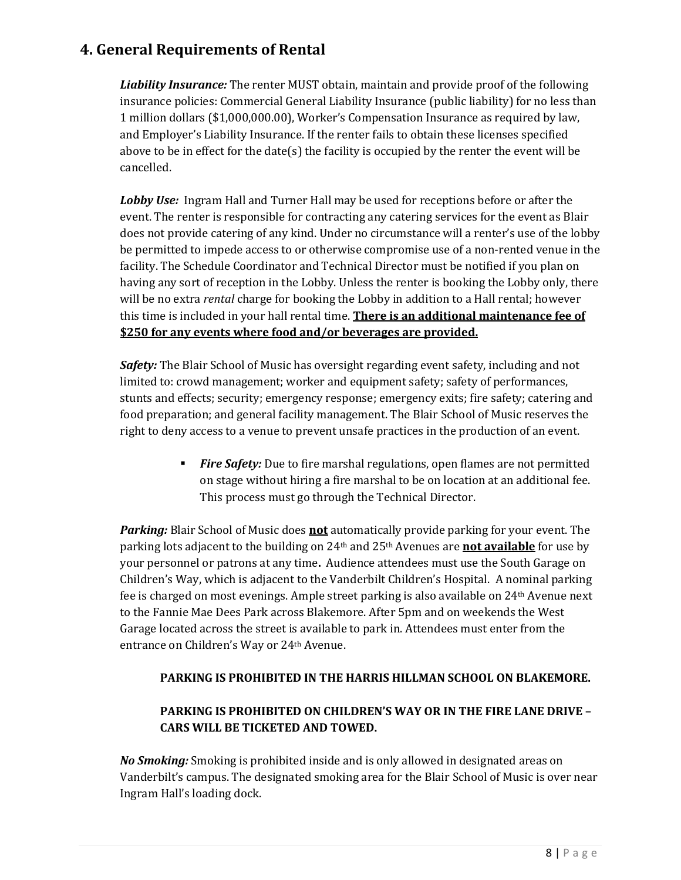## 4. General Requirements of Rental

***Liability Insurance:*** The renter MUST obtain, maintain and provide proof of the following insurance policies: Commercial General Liability Insurance (public liability) for no less than 1 million dollars ($1,000,000.00), Worker's Compensation Insurance as required by law, and Employer's Liability Insurance. If the renter fails to obtain these licenses specified above to be in effect for the date(s) the facility is occupied by the renter the event will be cancelled.

***Lobby Use:*** Ingram Hall and Turner Hall may be used for receptions before or after the event. The renter is responsible for contracting any catering services for the event as Blair does not provide catering of any kind. Under no circumstance will a renter's use of the lobby be permitted to impede access to or otherwise compromise use of a non-rented venue in the facility. The Schedule Coordinator and Technical Director must be notified if you plan on having any sort of reception in the Lobby. Unless the renter is booking the Lobby only, there will be no extra *rental* charge for booking the Lobby in addition to a Hall rental; however this time is included in your hall rental time. **<u>There is an additional maintenance fee of $250 for any events where food and/or beverages are provided.</u>**

***Safety:*** The Blair School of Music has oversight regarding event safety, including and not limited to: crowd management; worker and equipment safety; safety of performances, stunts and effects; security; emergency response; emergency exits; fire safety; catering and food preparation; and general facility management. The Blair School of Music reserves the right to deny access to a venue to prevent unsafe practices in the production of an event.

- ***Fire Safety:*** Due to fire marshal regulations, open flames are not permitted on stage without hiring a fire marshal to be on location at an additional fee. This process must go through the Technical Director.

***Parking:*** Blair School of Music does **<u>not</u>** automatically provide parking for your event. The parking lots adjacent to the building on 24th and 25th Avenues are **<u>not available</u>** for use by your personnel or patrons at any time**.** Audience attendees must use the South Garage on Children's Way, which is adjacent to the Vanderbilt Children's Hospital. A nominal parking fee is charged on most evenings. Ample street parking is also available on 24th Avenue next to the Fannie Mae Dees Park across Blakemore. After 5pm and on weekends the West Garage located across the street is available to park in. Attendees must enter from the entrance on Children's Way or 24th Avenue.

**PARKING IS PROHIBITED IN THE HARRIS HILLMAN SCHOOL ON BLAKEMORE.**

**PARKING IS PROHIBITED ON CHILDREN'S WAY OR IN THE FIRE LANE DRIVE – CARS WILL BE TICKETED AND TOWED.**

***No Smoking:*** Smoking is prohibited inside and is only allowed in designated areas on Vanderbilt's campus. The designated smoking area for the Blair School of Music is over near Ingram Hall's loading dock.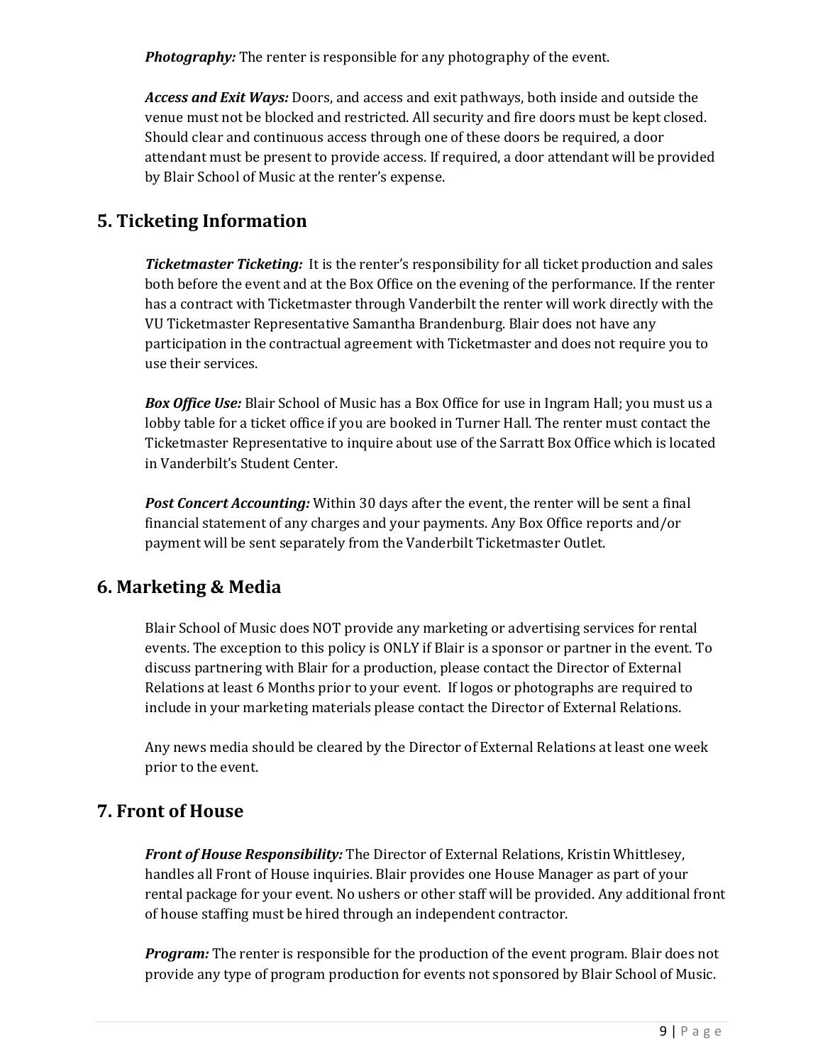***Photography:*** The renter is responsible for any photography of the event.

***Access and Exit Ways:*** Doors, and access and exit pathways, both inside and outside the venue must not be blocked and restricted. All security and fire doors must be kept closed. Should clear and continuous access through one of these doors be required, a door attendant must be present to provide access. If required, a door attendant will be provided by Blair School of Music at the renter's expense.

## 5. Ticketing Information

***Ticketmaster Ticketing:*** It is the renter's responsibility for all ticket production and sales both before the event and at the Box Office on the evening of the performance. If the renter has a contract with Ticketmaster through Vanderbilt the renter will work directly with the VU Ticketmaster Representative Samantha Brandenburg. Blair does not have any participation in the contractual agreement with Ticketmaster and does not require you to use their services.

***Box Office Use:*** Blair School of Music has a Box Office for use in Ingram Hall; you must us a lobby table for a ticket office if you are booked in Turner Hall. The renter must contact the Ticketmaster Representative to inquire about use of the Sarratt Box Office which is located in Vanderbilt's Student Center.

***Post Concert Accounting:*** Within 30 days after the event, the renter will be sent a final financial statement of any charges and your payments. Any Box Office reports and/or payment will be sent separately from the Vanderbilt Ticketmaster Outlet.

## 6. Marketing & Media

Blair School of Music does NOT provide any marketing or advertising services for rental events. The exception to this policy is ONLY if Blair is a sponsor or partner in the event. To discuss partnering with Blair for a production, please contact the Director of External Relations at least 6 Months prior to your event. If logos or photographs are required to include in your marketing materials please contact the Director of External Relations.

Any news media should be cleared by the Director of External Relations at least one week prior to the event.

## 7. Front of House

***Front of House Responsibility:*** The Director of External Relations, Kristin Whittlesey, handles all Front of House inquiries. Blair provides one House Manager as part of your rental package for your event. No ushers or other staff will be provided. Any additional front of house staffing must be hired through an independent contractor.

***Program:*** The renter is responsible for the production of the event program. Blair does not provide any type of program production for events not sponsored by Blair School of Music.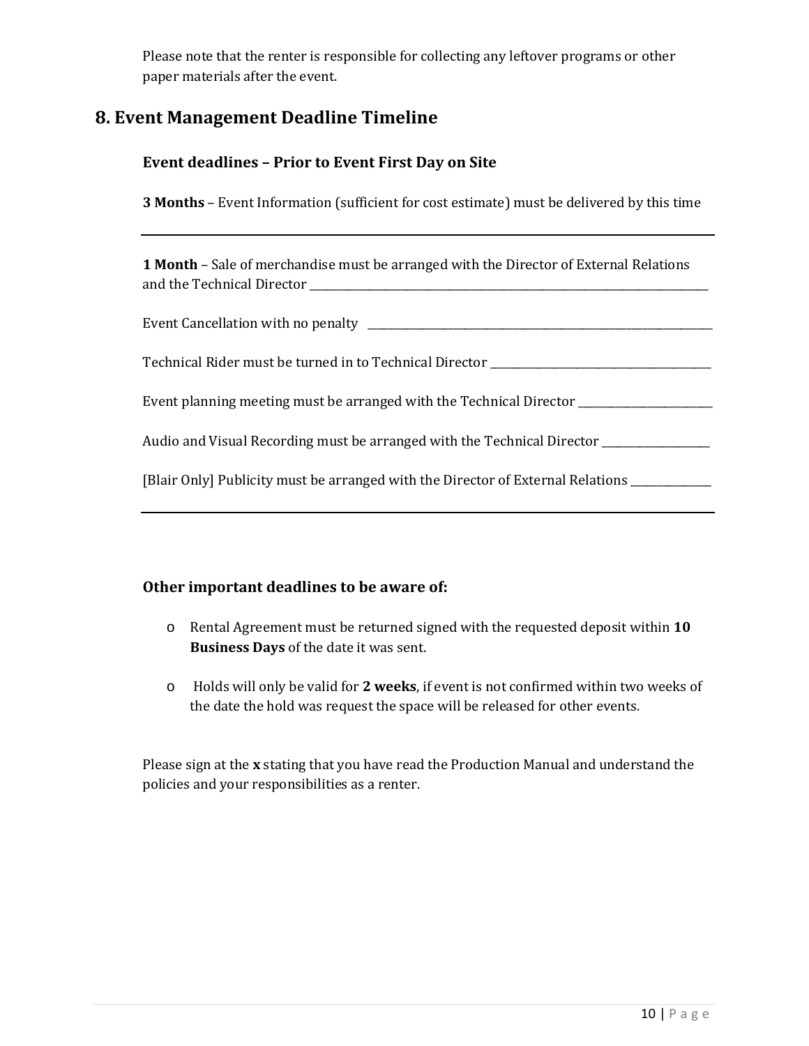Please note that the renter is responsible for collecting any leftover programs or other paper materials after the event.

## 8. Event Management Deadline Timeline

### Event deadlines – Prior to Event First Day on Site

**3 Months** – Event Information (sufficient for cost estimate) must be delivered by this time

---

**1 Month** – Sale of merchandise must be arranged with the Director of External Relations and the Technical Director ______________________________

Event Cancellation with no penalty ______________________________

Technical Rider must be turned in to Technical Director ______________________________

Event planning meeting must be arranged with the Technical Director ______________________

Audio and Visual Recording must be arranged with the Technical Director __________________

[Blair Only] Publicity must be arranged with the Director of External Relations ______________

---

### Other important deadlines to be aware of:

- Rental Agreement must be returned signed with the requested deposit within **10 Business Days** of the date it was sent.
- Holds will only be valid for **2 weeks**, if event is not confirmed within two weeks of the date the hold was request the space will be released for other events.

Please sign at the **x** stating that you have read the Production Manual and understand the policies and your responsibilities as a renter.